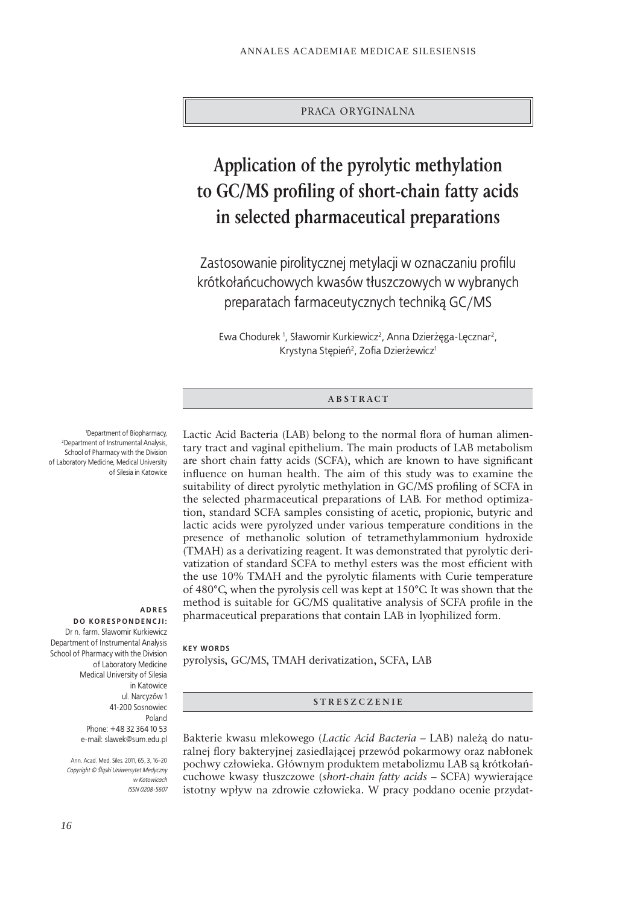PRACA ORYGINALNA

# Application of the pyrolytic methylation to GC/MS profiling of short-chain fatty acids in selected pharmaceutical preparations

## Zastosowanie pirolitycznej metylacji w oznaczaniu profilu krótkołańcuchowych kwasów tłuszczowych w wybranych preparatach farmaceutycznych techniką GC/MS

Ewa Chodurek [1], Sławomir Kurkiewicz[2], Anna Dzierżęga-Lęcznar[2], Krystyna Stępień[2], Zofia Dzierżewicz[1]

[1]Department of Biopharmacy,
[2]Department of Instrumental Analysis,
School of Pharmacy with the Division of Laboratory Medicine, Medical University of Silesia in Katowice

**ADRES DO KORESPONDENCJI:**
Dr n. farm. Sławomir Kurkiewicz
Department of Instrumental Analysis
School of Pharmacy with the Division of Laboratory Medicine
Medical University of Silesia in Katowice
ul. Narcyzów 1
41-200 Sosnowiec
Poland
Phone: +48 32 364 10 53
e-mail: slawek@sum.edu.pl

Ann. Acad. Med. Siles. 2011, 65, 3, 16–20
*Copyright © Śląski Uniwersytet Medyczny w Katowicach*
*ISSN 0208-5607*

## ABSTRACT

Lactic Acid Bacteria (LAB) belong to the normal flora of human alimentary tract and vaginal epithelium. The main products of LAB metabolism are short chain fatty acids (SCFA), which are known to have significant influence on human health. The aim of this study was to examine the suitability of direct pyrolytic methylation in GC/MS profiling of SCFA in the selected pharmaceutical preparations of LAB. For method optimization, standard SCFA samples consisting of acetic, propionic, butyric and lactic acids were pyrolyzed under various temperature conditions in the presence of methanolic solution of tetramethylammonium hydroxide (TMAH) as a derivatizing reagent. It was demonstrated that pyrolytic derivatization of standard SCFA to methyl esters was the most efficient with the use 10% TMAH and the pyrolytic filaments with Curie temperature of 480°C, when the pyrolysis cell was kept at 150°C. It was shown that the method is suitable for GC/MS qualitative analysis of SCFA profile in the pharmaceutical preparations that contain LAB in lyophilized form.

**KEY WORDS**

pyrolysis, GC/MS, TMAH derivatization, SCFA, LAB

## STRESZCZENIE

Bakterie kwasu mlekowego (*Lactic Acid Bacteria* – LAB) należą do naturalnej flory bakteryjnej zasiedlającej przewód pokarmowy oraz nabłonek pochwy człowieka. Głównym produktem metabolizmu LAB są krótkołańcuchowe kwasy tłuszczowe (*short-chain fatty acids* – SCFA) wywierające istotny wpływ na zdrowie człowieka. W pracy poddano ocenie przydat-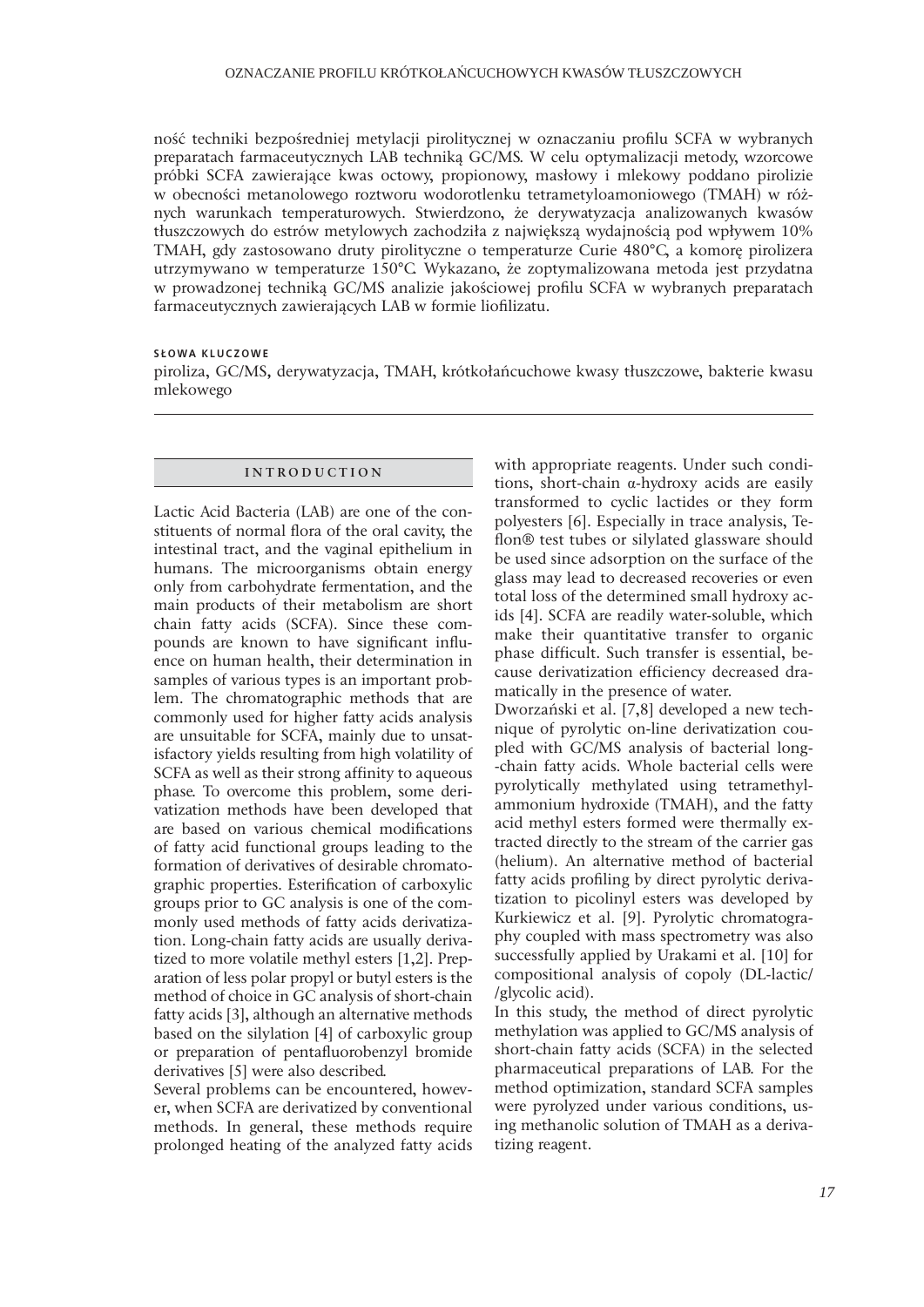ność techniki bezpośredniej metylacji pirolitycznej w oznaczaniu profilu SCFA w wybranych preparatach farmaceutycznych LAB techniką GC/MS. W celu optymalizacji metody, wzorcowe próbki SCFA zawierające kwas octowy, propionowy, masłowy i mlekowy poddano pirolizie w obecności metanolowego roztworu wodorotlenku tetrametyloamoniowego (TMAH) w różnych warunkach temperaturowych. Stwierdzono, że derywatyzacja analizowanych kwasów tłuszczowych do estrów metylowych zachodziła z największą wydajnością pod wpływem 10% TMAH, gdy zastosowano druty pirolityczne o temperaturze Curie 480°C, a komorę pirolizera utrzymywano w temperaturze 150°C. Wykazano, że zoptymalizowana metoda jest przydatna w prowadzonej techniką GC/MS analizie jakościowej profilu SCFA w wybranych preparatach farmaceutycznych zawierających LAB w formie liofilizatu.

**SŁOWA KLUCZOWE**

piroliza, GC/MS, derywatyzacja, TMAH, krótkołańcuchowe kwasy tłuszczowe, bakterie kwasu mlekowego

## INTRODUCTION

Lactic Acid Bacteria (LAB) are one of the constituents of normal flora of the oral cavity, the intestinal tract, and the vaginal epithelium in humans. The microorganisms obtain energy only from carbohydrate fermentation, and the main products of their metabolism are short chain fatty acids (SCFA). Since these compounds are known to have significant influence on human health, their determination in samples of various types is an important problem. The chromatographic methods that are commonly used for higher fatty acids analysis are unsuitable for SCFA, mainly due to unsatisfactory yields resulting from high volatility of SCFA as well as their strong affinity to aqueous phase. To overcome this problem, some derivatization methods have been developed that are based on various chemical modifications of fatty acid functional groups leading to the formation of derivatives of desirable chromatographic properties. Esterification of carboxylic groups prior to GC analysis is one of the commonly used methods of fatty acids derivatization. Long-chain fatty acids are usually derivatized to more volatile methyl esters [1,2]. Preparation of less polar propyl or butyl esters is the method of choice in GC analysis of short-chain fatty acids [3], although an alternative methods based on the silylation [4] of carboxylic group or preparation of pentafluorobenzyl bromide derivatives [5] were also described.

Several problems can be encountered, however, when SCFA are derivatized by conventional methods. In general, these methods require prolonged heating of the analyzed fatty acids with appropriate reagents. Under such conditions, short-chain α-hydroxy acids are easily transformed to cyclic lactides or they form polyesters [6]. Especially in trace analysis, Teflon® test tubes or silylated glassware should be used since adsorption on the surface of the glass may lead to decreased recoveries or even total loss of the determined small hydroxy acids [4]. SCFA are readily water-soluble, which make their quantitative transfer to organic phase difficult. Such transfer is essential, because derivatization efficiency decreased dramatically in the presence of water.

Dworzański et al. [7,8] developed a new technique of pyrolytic on-line derivatization coupled with GC/MS analysis of bacterial long-chain fatty acids. Whole bacterial cells were pyrolytically methylated using tetramethylammonium hydroxide (TMAH), and the fatty acid methyl esters formed were thermally extracted directly to the stream of the carrier gas (helium). An alternative method of bacterial fatty acids profiling by direct pyrolytic derivatization to picolinyl esters was developed by Kurkiewicz et al. [9]. Pyrolytic chromatography coupled with mass spectrometry was also successfully applied by Urakami et al. [10] for compositional analysis of copoly (DL-lactic/glycolic acid).

In this study, the method of direct pyrolytic methylation was applied to GC/MS analysis of short-chain fatty acids (SCFA) in the selected pharmaceutical preparations of LAB. For the method optimization, standard SCFA samples were pyrolyzed under various conditions, using methanolic solution of TMAH as a derivatizing reagent.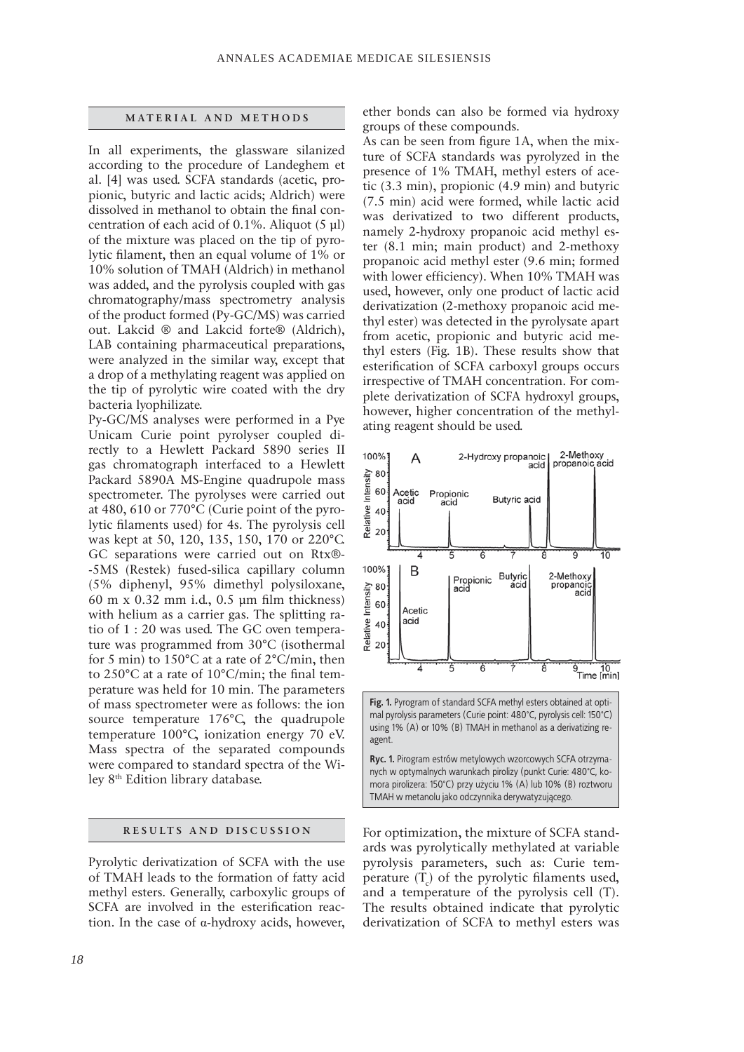## MATERIAL AND METHODS

In all experiments, the glassware silanized according to the procedure of Landeghem et al. [4] was used. SCFA standards (acetic, propionic, butyric and lactic acids; Aldrich) were dissolved in methanol to obtain the final concentration of each acid of 0.1%. Aliquot (5 µl) of the mixture was placed on the tip of pyrolytic filament, then an equal volume of 1% or 10% solution of TMAH (Aldrich) in methanol was added, and the pyrolysis coupled with gas chromatography/mass spectrometry analysis of the product formed (Py-GC/MS) was carried out. Lakcid ® and Lakcid forte® (Aldrich), LAB containing pharmaceutical preparations, were analyzed in the similar way, except that a drop of a methylating reagent was applied on the tip of pyrolytic wire coated with the dry bacteria lyophilizate.

Py-GC/MS analyses were performed in a Pye Unicam Curie point pyrolyser coupled directly to a Hewlett Packard 5890 series II gas chromatograph interfaced to a Hewlett Packard 5890A MS-Engine quadrupole mass spectrometer. The pyrolyses were carried out at 480, 610 or 770°C (Curie point of the pyrolytic filaments used) for 4s. The pyrolysis cell was kept at 50, 120, 135, 150, 170 or 220°C. GC separations were carried out on Rtx®-5MS (Restek) fused-silica capillary column (5% diphenyl, 95% dimethyl polysiloxane, 60 m x 0.32 mm i.d., 0.5 µm film thickness) with helium as a carrier gas. The splitting ratio of 1 : 20 was used. The GC oven temperature was programmed from 30°C (isothermal for 5 min) to 150°C at a rate of 2°C/min, then to 250°C at a rate of 10°C/min; the final temperature was held for 10 min. The parameters of mass spectrometer were as follows: the ion source temperature 176°C, the quadrupole temperature 100°C, ionization energy 70 eV. Mass spectra of the separated compounds were compared to standard spectra of the Wiley 8th Edition library database.

## RESULTS AND DISCUSSION

Pyrolytic derivatization of SCFA with the use of TMAH leads to the formation of fatty acid methyl esters. Generally, carboxylic groups of SCFA are involved in the esterification reaction. In the case of α-hydroxy acids, however, ether bonds can also be formed via hydroxy groups of these compounds.

As can be seen from figure 1A, when the mixture of SCFA standards was pyrolyzed in the presence of 1% TMAH, methyl esters of acetic (3.3 min), propionic (4.9 min) and butyric (7.5 min) acid were formed, while lactic acid was derivatized to two different products, namely 2-hydroxy propanoic acid methyl ester (8.1 min; main product) and 2-methoxy propanoic acid methyl ester (9.6 min; formed with lower efficiency). When 10% TMAH was used, however, only one product of lactic acid derivatization (2-methoxy propanoic acid methyl ester) was detected in the pyrolysate apart from acetic, propionic and butyric acid methyl esters (Fig. 1B). These results show that esterification of SCFA carboxyl groups occurs irrespective of TMAH concentration. For complete derivatization of SCFA hydroxyl groups, however, higher concentration of the methylating reagent should be used.

**Fig. 1.** Pyrogram of standard SCFA methyl esters obtained at optimal pyrolysis parameters (Curie point: 480°C, pyrolysis cell: 150°C) using 1% (A) or 10% (B) TMAH in methanol as a derivatizing reagent.

**Ryc. 1.** Pirogram estrów metylowych wzorcowych SCFA otrzymanych w optymalnych warunkach pirolizy (punkt Curie: 480°C, komora pirolizera: 150°C) przy użyciu 1% (A) lub 10% (B) roztworu TMAH w metanolu jako odczynnika derywatyzującego.

For optimization, the mixture of SCFA standards was pyrolytically methylated at variable pyrolysis parameters, such as: Curie temperature ($T_c$) of the pyrolytic filaments used, and a temperature of the pyrolysis cell (T). The results obtained indicate that pyrolytic derivatization of SCFA to methyl esters was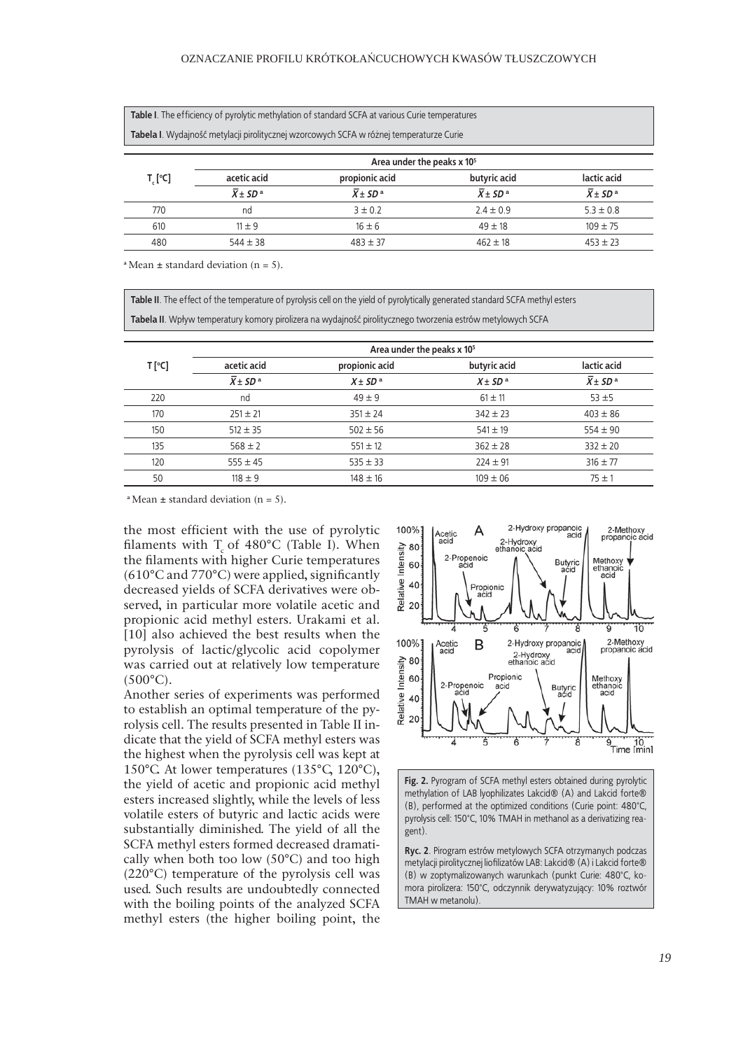**Table I**. The efficiency of pyrolytic methylation of standard SCFA at various Curie temperatures

**Tabela I**. Wydajność metylacji pirolitycznej wzorcowych SCFA w różnej temperaturze Curie

| $T_c$ [°C] | Area under the peaks x $10^5$ | | | |
|---|---|---|---|---|
| | acetic acid | propionic acid | butyric acid | lactic acid |
| | $\bar{X} \pm SD$ [a] | $\bar{X} \pm SD$ [a] | $\bar{X} \pm SD$ [a] | $\bar{X} \pm SD$ [a] |
| 770 | nd | 3 ± 0.2 | 2.4 ± 0.9 | 5.3 ± 0.8 |
| 610 | 11 ± 9 | 16 ± 6 | 49 ± 18 | 109 ± 75 |
| 480 | 544 ± 38 | 483 ± 37 | 462 ± 18 | 453 ± 23 |

[a] Mean ± standard deviation (n = 5).

**Table II**. The effect of the temperature of pyrolysis cell on the yield of pyrolytically generated standard SCFA methyl esters

**Tabela II**. Wpływ temperatury komory pirolizera na wydajność pirolitycznego tworzenia estrów metylowych SCFA

| T [°C] | Area under the peaks x $10^5$ | | | |
|---|---|---|---|---|
| | acetic acid | propionic acid | butyric acid | lactic acid |
| | $\bar{X} \pm SD$ [a] | $X \pm SD$ [a] | $X \pm SD$ [a] | $\bar{X} \pm SD$ [a] |
| 220 | nd | 49 ± 9 | 61 ± 11 | 53 ±5 |
| 170 | 251 ± 21 | 351 ± 24 | 342 ± 23 | 403 ± 86 |
| 150 | 512 ± 35 | 502 ± 56 | 541 ± 19 | 554 ± 90 |
| 135 | 568 ± 2 | 551 ± 12 | 362 ± 28 | 332 ± 20 |
| 120 | 555 ± 45 | 535 ± 33 | 224 ± 91 | 316 ± 77 |
| 50 | 118 ± 9 | 148 ± 16 | 109 ± 06 | 75 ± 1 |

[a] Mean ± standard deviation (n = 5).

the most efficient with the use of pyrolytic filaments with $T_c$ of 480°C (Table I). When the filaments with higher Curie temperatures (610°C and 770°C) were applied, significantly decreased yields of SCFA derivatives were observed, in particular more volatile acetic and propionic acid methyl esters. Urakami et al. [10] also achieved the best results when the pyrolysis of lactic/glycolic acid copolymer was carried out at relatively low temperature (500°C).

Another series of experiments was performed to establish an optimal temperature of the pyrolysis cell. The results presented in Table II indicate that the yield of SCFA methyl esters was the highest when the pyrolysis cell was kept at 150°C. At lower temperatures (135°C, 120°C), the yield of acetic and propionic acid methyl esters increased slightly, while the levels of less volatile esters of butyric and lactic acids were substantially diminished. The yield of all the SCFA methyl esters formed decreased dramatically when both too low (50°C) and too high (220°C) temperature of the pyrolysis cell was used. Such results are undoubtedly connected with the boiling points of the analyzed SCFA methyl esters (the higher boiling point, the

**Fig. 2.** Pyrogram of SCFA methyl esters obtained during pyrolytic methylation of LAB lyophilizates Lakcid® (A) and Lakcid forte® (B), performed at the optimized conditions (Curie point: 480°C, pyrolysis cell: 150°C, 10% TMAH in methanol as a derivatizing reagent).

**Ryc. 2**. Pirogram estrów metylowych SCFA otrzymanych podczas metylacji pirolitycznej liofilizatów LAB: Lakcid® (A) i Lakcid forte® (B) w zoptymalizowanych warunkach (punkt Curie: 480°C, komora pirolizera: 150°C, odczynnik derywatyzujący: 10% roztwór TMAH w metanolu).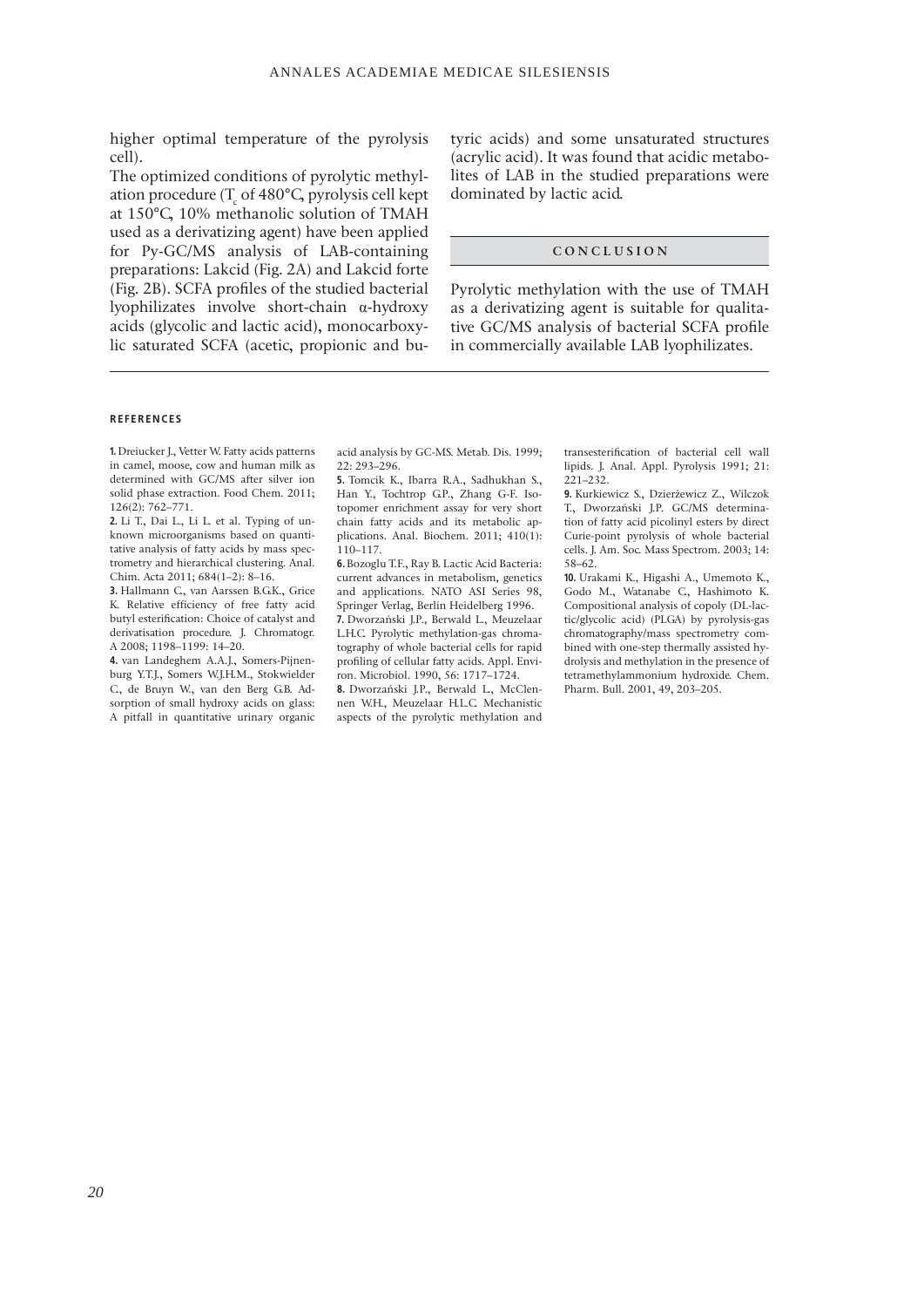higher optimal temperature of the pyrolysis cell).

The optimized conditions of pyrolytic methylation procedure ($T_c$ of 480°C, pyrolysis cell kept at 150°C, 10% methanolic solution of TMAH used as a derivatizing agent) have been applied for Py-GC/MS analysis of LAB-containing preparations: Lakcid (Fig. 2A) and Lakcid forte (Fig. 2B). SCFA profiles of the studied bacterial lyophilizates involve short-chain α-hydroxy acids (glycolic and lactic acid), monocarboxylic saturated SCFA (acetic, propionic and butyric acids) and some unsaturated structures (acrylic acid). It was found that acidic metabolites of LAB in the studied preparations were dominated by lactic acid.

## CONCLUSION

Pyrolytic methylation with the use of TMAH as a derivatizing agent is suitable for qualitative GC/MS analysis of bacterial SCFA profile in commercially available LAB lyophilizates.

### REFERENCES

**1.** Dreiucker J., Vetter W. Fatty acids patterns in camel, moose, cow and human milk as determined with GC/MS after silver ion solid phase extraction. Food Chem. 2011; 126(2): 762–771.

**2.** Li T., Dai L., Li L. et al. Typing of unknown microorganisms based on quantitative analysis of fatty acids by mass spectrometry and hierarchical clustering. Anal. Chim. Acta 2011; 684(1–2): 8–16.

**3.** Hallmann C., van Aarssen B.G.K., Grice K. Relative efficiency of free fatty acid butyl esterification: Choice of catalyst and derivatisation procedure. J. Chromatogr. A 2008; 1198–1199: 14–20.

**4.** van Landeghem A.A.J., Somers-Pijnenburg Y.T.J., Somers W.J.H.M., Stokwielder C., de Bruyn W., van den Berg G.B. Adsorption of small hydroxy acids on glass: A pitfall in quantitative urinary organic acid analysis by GC-MS. Metab. Dis. 1999; 22: 293–296.

**5.** Tomcik K., Ibarra R.A., Sadhukhan S., Han Y., Tochtrop G.P., Zhang G-F. Isotopomer enrichment assay for very short chain fatty acids and its metabolic applications. Anal. Biochem. 2011; 410(1): 110–117.

**6.** Bozoglu T.F., Ray B. Lactic Acid Bacteria: current advances in metabolism, genetics and applications. NATO ASI Series 98, Springer Verlag, Berlin Heidelberg 1996.

**7.** Dworzański J.P., Berwald L., Meuzelaar L.H.C. Pyrolytic methylation-gas chromatography of whole bacterial cells for rapid profiling of cellular fatty acids. Appl. Environ. Microbiol. 1990, 56: 1717–1724.

**8.** Dworzański J.P., Berwald L., McClennen W.H., Meuzelaar H.L.C. Mechanistic aspects of the pyrolytic methylation and transesterification of bacterial cell wall lipids. J. Anal. Appl. Pyrolysis 1991; 21: 221–232.

**9.** Kurkiewicz S., Dzierżewicz Z., Wilczok T., Dworzański J.P. GC/MS determination of fatty acid picolinyl esters by direct Curie-point pyrolysis of whole bacterial cells. J. Am. Soc. Mass Spectrom. 2003; 14: 58–62.

**10.** Urakami K., Higashi A., Umemoto K., Godo M., Watanabe C., Hashimoto K. Compositional analysis of copoly (DL-lactic/glycolic acid) (PLGA) by pyrolysis-gas chromatography/mass spectrometry combined with one-step thermally assisted hydrolysis and methylation in the presence of tetramethylammonium hydroxide. Chem. Pharm. Bull. 2001, 49, 203–205.